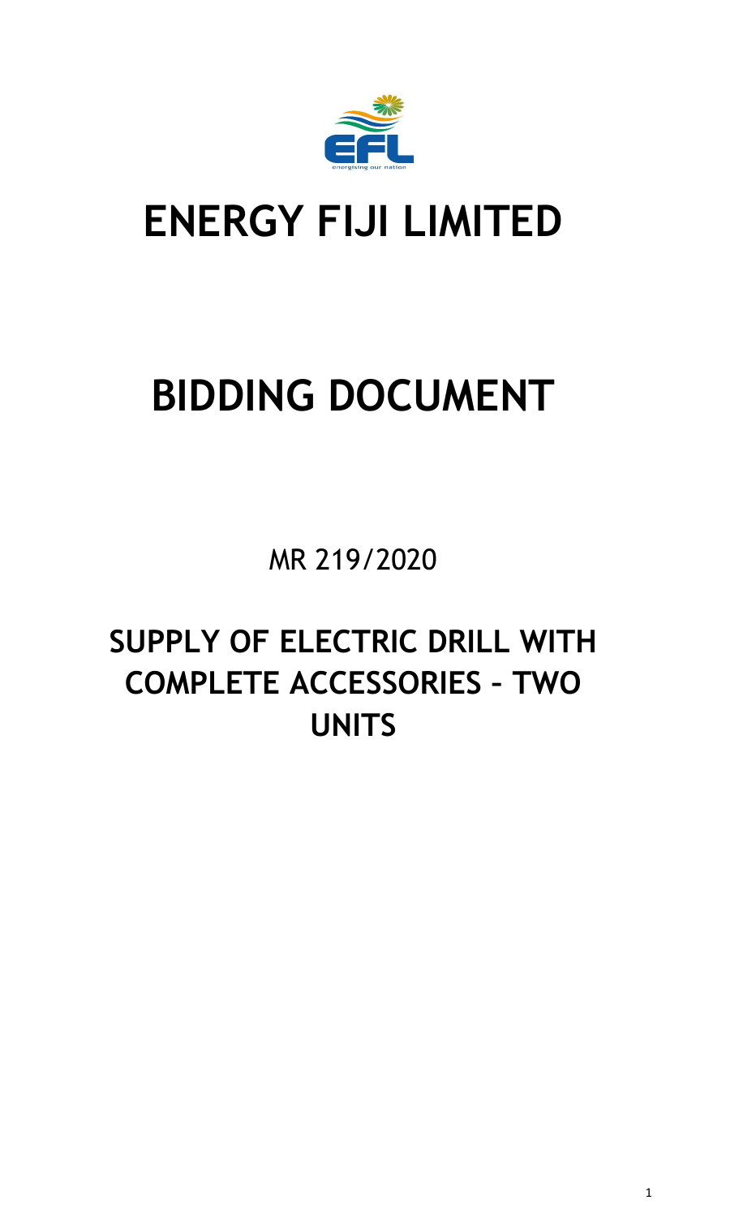# ENERGY FIJI LIMITED

# BIDDING DOCUMENT

MR 219/2020

## SUPPLY OF ELECTRIC DRILL WITH COMPLETE ACCESSORIES – TWO UNITS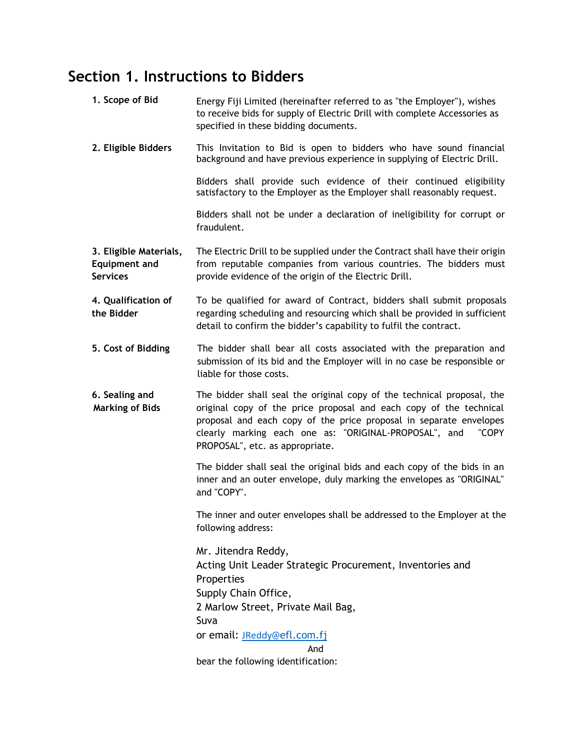# Section 1. Instructions to Bidders

**1. Scope of Bid**

Energy Fiji Limited (hereinafter referred to as "the Employer"), wishes to receive bids for supply of Electric Drill with complete Accessories as specified in these bidding documents.

**2. Eligible Bidders**

This Invitation to Bid is open to bidders who have sound financial background and have previous experience in supplying of Electric Drill.

Bidders shall provide such evidence of their continued eligibility satisfactory to the Employer as the Employer shall reasonably request.

Bidders shall not be under a declaration of ineligibility for corrupt or fraudulent.

**3. Eligible Materials, Equipment and Services**

The Electric Drill to be supplied under the Contract shall have their origin from reputable companies from various countries. The bidders must provide evidence of the origin of the Electric Drill.

**4. Qualification of the Bidder**

To be qualified for award of Contract, bidders shall submit proposals regarding scheduling and resourcing which shall be provided in sufficient detail to confirm the bidder's capability to fulfil the contract.

**5. Cost of Bidding**

The bidder shall bear all costs associated with the preparation and submission of its bid and the Employer will in no case be responsible or liable for those costs.

**6. Sealing and Marking of Bids**

The bidder shall seal the original copy of the technical proposal, the original copy of the price proposal and each copy of the technical proposal and each copy of the price proposal in separate envelopes clearly marking each one as: "ORIGINAL-PROPOSAL", and "COPY PROPOSAL", etc. as appropriate.

The bidder shall seal the original bids and each copy of the bids in an inner and an outer envelope, duly marking the envelopes as "ORIGINAL" and "COPY".

The inner and outer envelopes shall be addressed to the Employer at the following address:

Mr. Jitendra Reddy,
Acting Unit Leader Strategic Procurement, Inventories and Properties
Supply Chain Office,
2 Marlow Street, Private Mail Bag,
Suva
or email: JReddy@efl.com.fj

And

bear the following identification: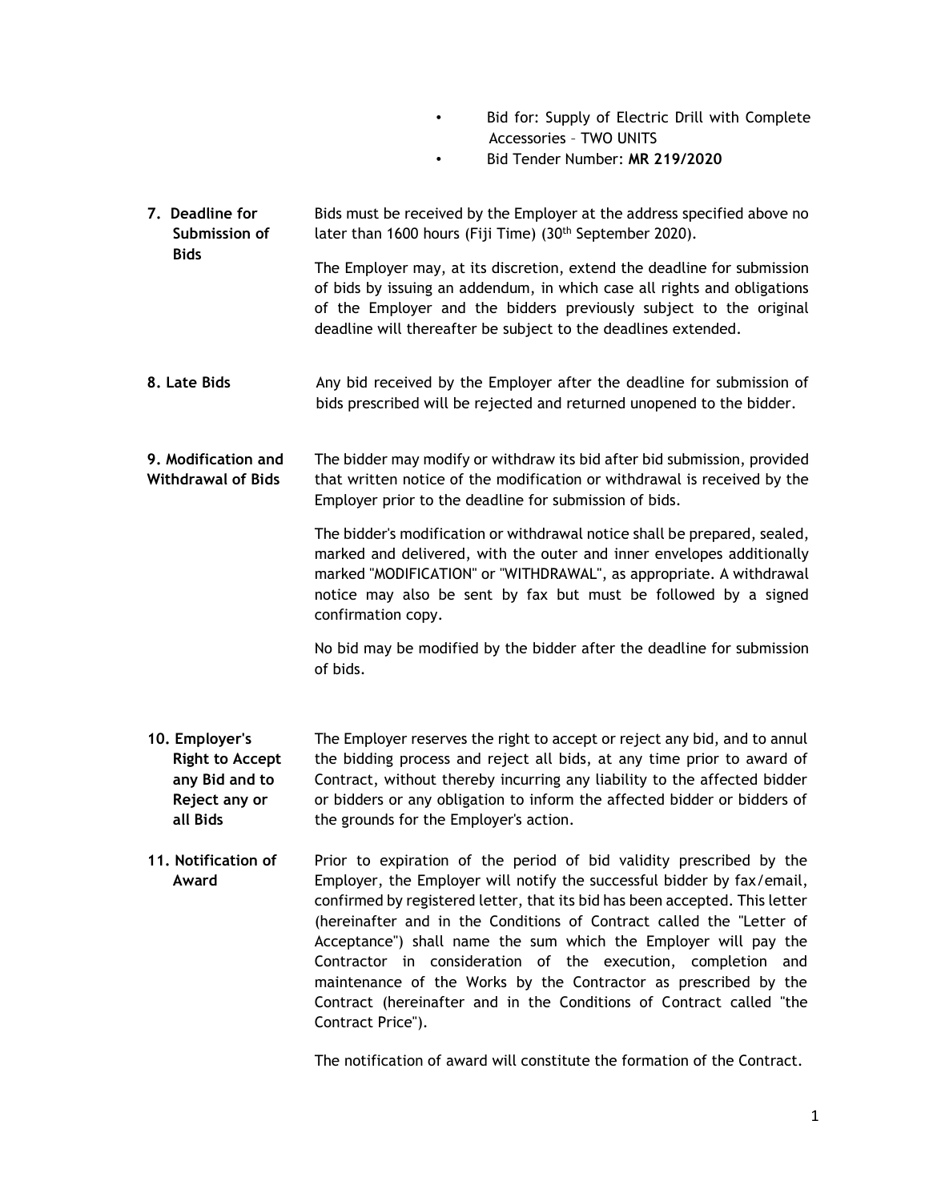- Bid for: Supply of Electric Drill with Complete Accessories – TWO UNITS
- Bid Tender Number: **MR 219/2020**

**7. Deadline for Submission of Bids**

Bids must be received by the Employer at the address specified above no later than 1600 hours (Fiji Time) (30th September 2020).

The Employer may, at its discretion, extend the deadline for submission of bids by issuing an addendum, in which case all rights and obligations of the Employer and the bidders previously subject to the original deadline will thereafter be subject to the deadlines extended.

**8. Late Bids**

Any bid received by the Employer after the deadline for submission of bids prescribed will be rejected and returned unopened to the bidder.

**9. Modification and Withdrawal of Bids**

The bidder may modify or withdraw its bid after bid submission, provided that written notice of the modification or withdrawal is received by the Employer prior to the deadline for submission of bids.

The bidder's modification or withdrawal notice shall be prepared, sealed, marked and delivered, with the outer and inner envelopes additionally marked "MODIFICATION" or "WITHDRAWAL", as appropriate. A withdrawal notice may also be sent by fax but must be followed by a signed confirmation copy.

No bid may be modified by the bidder after the deadline for submission of bids.

**10. Employer's Right to Accept any Bid and to Reject any or all Bids**

The Employer reserves the right to accept or reject any bid, and to annul the bidding process and reject all bids, at any time prior to award of Contract, without thereby incurring any liability to the affected bidder or bidders or any obligation to inform the affected bidder or bidders of the grounds for the Employer's action.

**11. Notification of Award**

Prior to expiration of the period of bid validity prescribed by the Employer, the Employer will notify the successful bidder by fax/email, confirmed by registered letter, that its bid has been accepted. This letter (hereinafter and in the Conditions of Contract called the "Letter of Acceptance") shall name the sum which the Employer will pay the Contractor in consideration of the execution, completion and maintenance of the Works by the Contractor as prescribed by the Contract (hereinafter and in the Conditions of Contract called "the Contract Price").

The notification of award will constitute the formation of the Contract.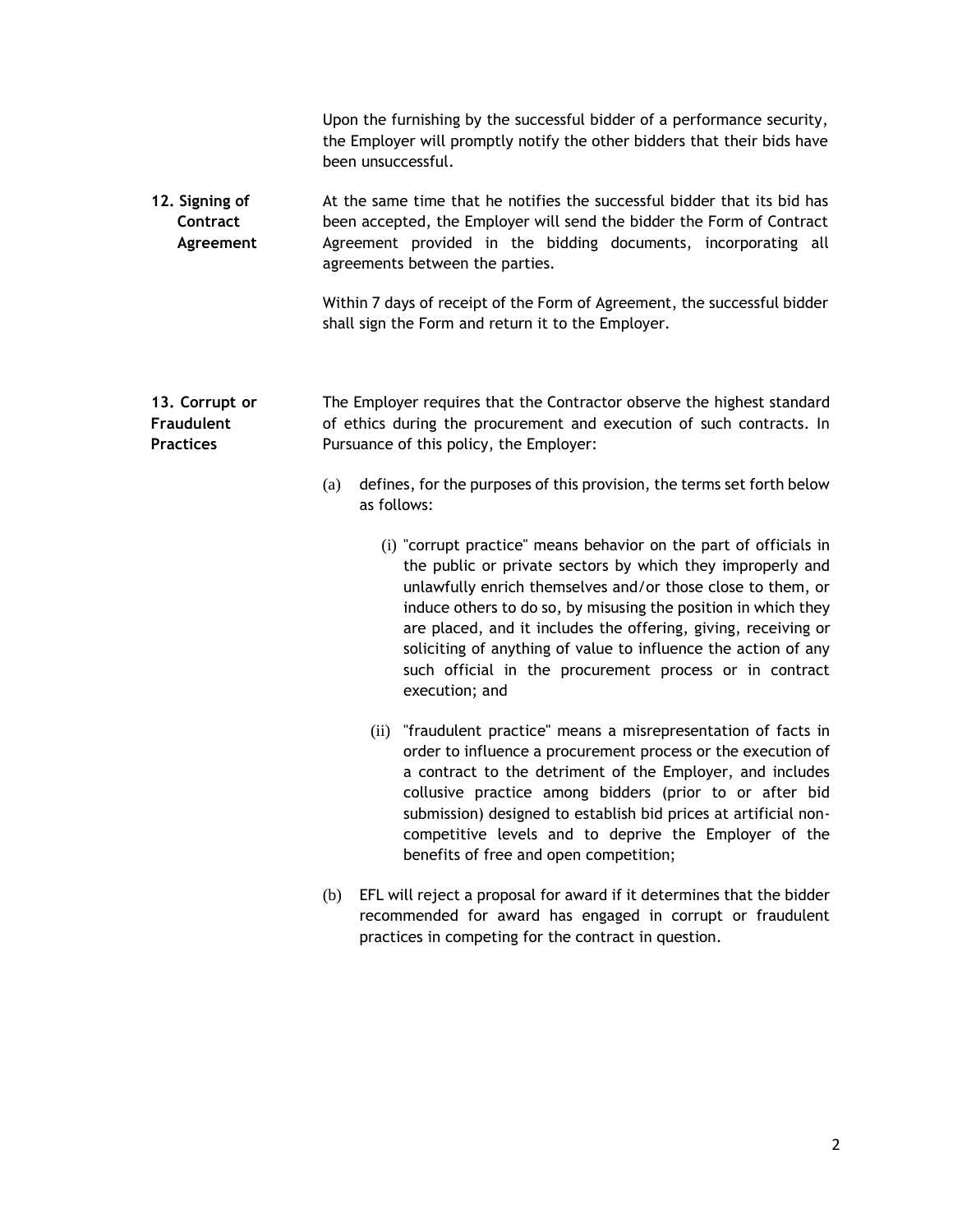Upon the furnishing by the successful bidder of a performance security, the Employer will promptly notify the other bidders that their bids have been unsuccessful.

**12. Signing of Contract Agreement**

At the same time that he notifies the successful bidder that its bid has been accepted, the Employer will send the bidder the Form of Contract Agreement provided in the bidding documents, incorporating all agreements between the parties.

Within 7 days of receipt of the Form of Agreement, the successful bidder shall sign the Form and return it to the Employer.

**13. Corrupt or Fraudulent Practices**

The Employer requires that the Contractor observe the highest standard of ethics during the procurement and execution of such contracts. In Pursuance of this policy, the Employer:

(a) defines, for the purposes of this provision, the terms set forth below as follows:

(i) "corrupt practice" means behavior on the part of officials in the public or private sectors by which they improperly and unlawfully enrich themselves and/or those close to them, or induce others to do so, by misusing the position in which they are placed, and it includes the offering, giving, receiving or soliciting of anything of value to influence the action of any such official in the procurement process or in contract execution; and

(ii) "fraudulent practice" means a misrepresentation of facts in order to influence a procurement process or the execution of a contract to the detriment of the Employer, and includes collusive practice among bidders (prior to or after bid submission) designed to establish bid prices at artificial non-competitive levels and to deprive the Employer of the benefits of free and open competition;

(b) EFL will reject a proposal for award if it determines that the bidder recommended for award has engaged in corrupt or fraudulent practices in competing for the contract in question.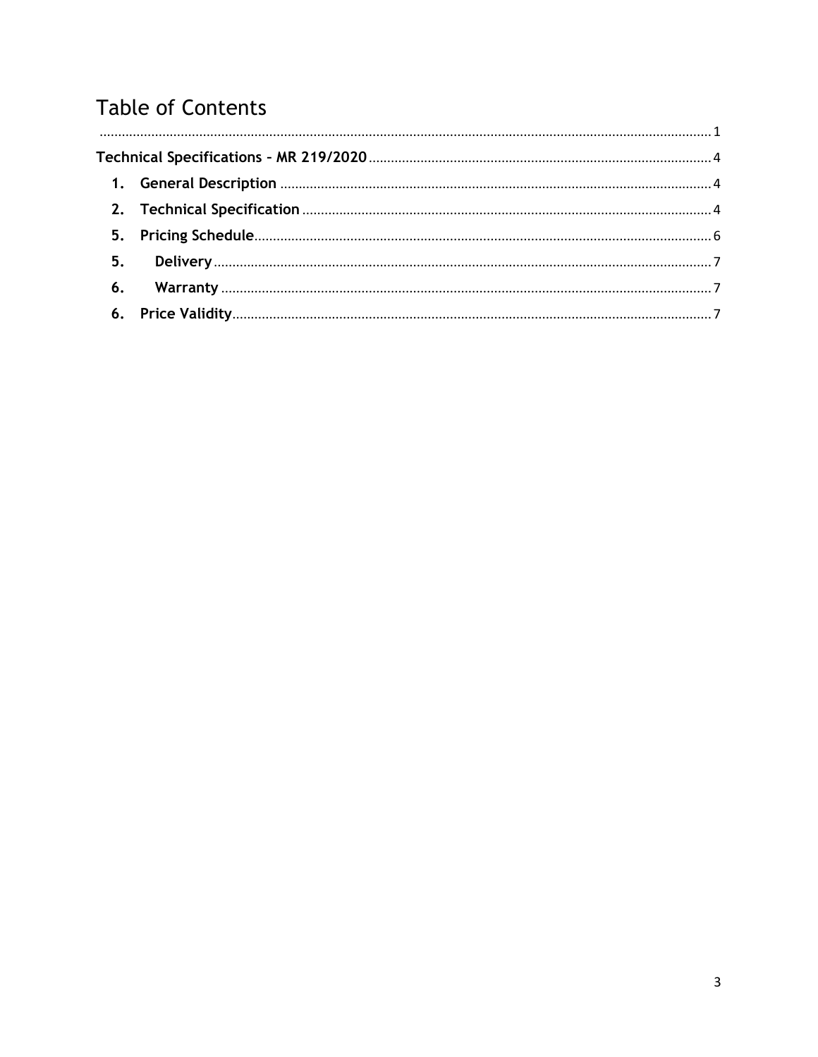# Table of Contents

.......................................................................................................................................................... 1

**Technical Specifications – MR 219/2020** ........................................................................................ 4

1. **General Description** ................................................................................................................ 4
2. **Technical Specification** .......................................................................................................... 4

5. **Pricing Schedule** ..................................................................................................................... 6

5. **Delivery** ................................................................................................................................. 7

6. **Warranty** ............................................................................................................................... 7

6. **Price Validity** .......................................................................................................................... 7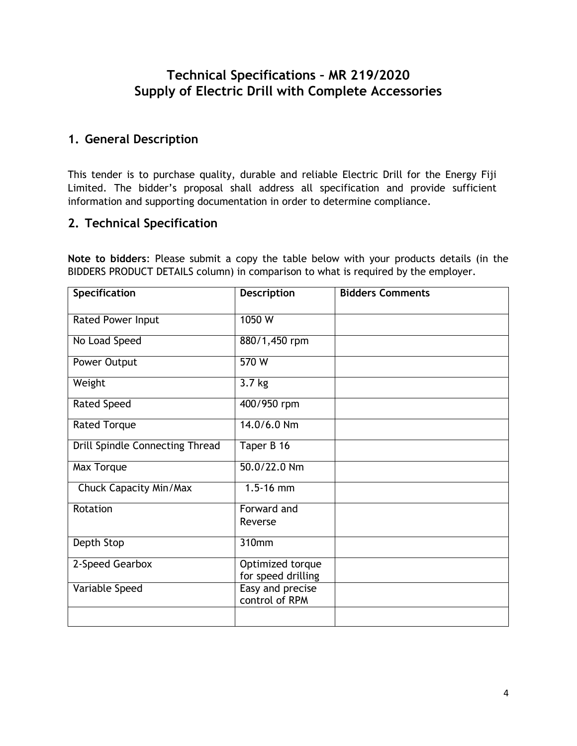# Technical Specifications – MR 219/2020
# Supply of Electric Drill with Complete Accessories

## 1. General Description

This tender is to purchase quality, durable and reliable Electric Drill for the Energy Fiji Limited. The bidder's proposal shall address all specification and provide sufficient information and supporting documentation in order to determine compliance.

## 2. Technical Specification

**Note to bidders**: Please submit a copy the table below with your products details (in the BIDDERS PRODUCT DETAILS column) in comparison to what is required by the employer.

| Specification | Description | Bidders Comments |
|---|---|---|
| Rated Power Input | 1050 W | |
| No Load Speed | 880/1,450 rpm | |
| Power Output | 570 W | |
| Weight | 3.7 kg | |
| Rated Speed | 400/950 rpm | |
| Rated Torque | 14.0/6.0 Nm | |
| Drill Spindle Connecting Thread | Taper B 16 | |
| Max Torque | 50.0/22.0 Nm | |
| Chuck Capacity Min/Max | 1.5-16 mm | |
| Rotation | Forward and Reverse | |
| Depth Stop | 310mm | |
| 2-Speed Gearbox | Optimized torque for speed drilling | |
| Variable Speed | Easy and precise control of RPM | |
| | | |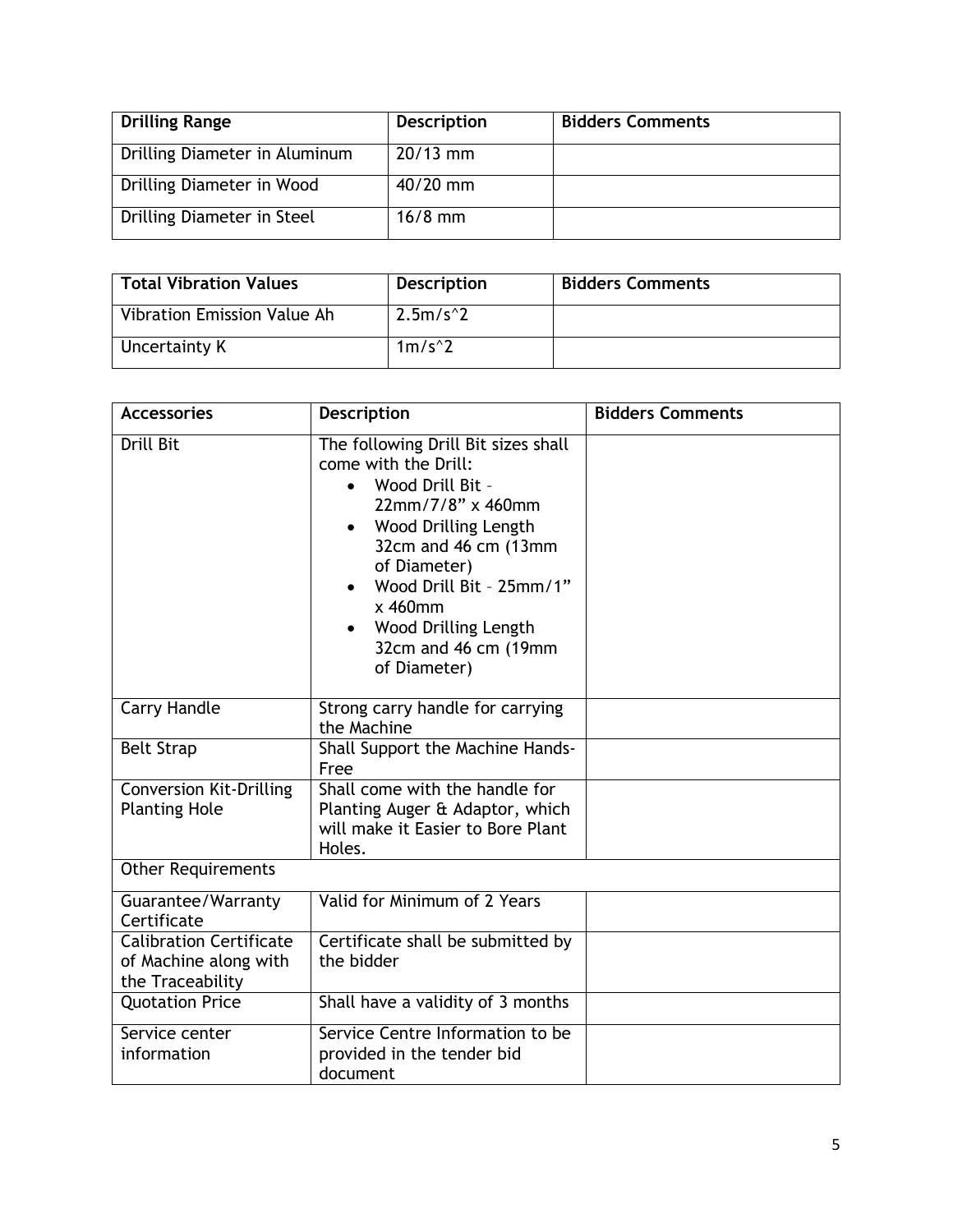| **Drilling Range** | **Description** | **Bidders Comments** |
| --- | --- | --- |
| Drilling Diameter in Aluminum | 20/13 mm | |
| Drilling Diameter in Wood | 40/20 mm | |
| Drilling Diameter in Steel | 16/8 mm | |

| **Total Vibration Values** | **Description** | **Bidders Comments** |
| --- | --- | --- |
| Vibration Emission Value Ah | 2.5m/s^2 | |
| Uncertainty K | 1m/s^2 | |

| **Accessories** | **Description** | **Bidders Comments** |
| --- | --- | --- |
| Drill Bit | The following Drill Bit sizes shall come with the Drill:<br>• Wood Drill Bit – 22mm/7/8" x 460mm<br>• Wood Drilling Length 32cm and 46 cm (13mm of Diameter)<br>• Wood Drill Bit – 25mm/1" x 460mm<br>• Wood Drilling Length 32cm and 46 cm (19mm of Diameter) | |
| Carry Handle | Strong carry handle for carrying the Machine | |
| Belt Strap | Shall Support the Machine Hands-Free | |
| Conversion Kit-Drilling Planting Hole | Shall come with the handle for Planting Auger & Adaptor, which will make it Easier to Bore Plant Holes. | |
| Other Requirements | | |
| Guarantee/Warranty Certificate | Valid for Minimum of 2 Years | |
| Calibration Certificate of Machine along with the Traceability | Certificate shall be submitted by the bidder | |
| Quotation Price | Shall have a validity of 3 months | |
| Service center information | Service Centre Information to be provided in the tender bid document | |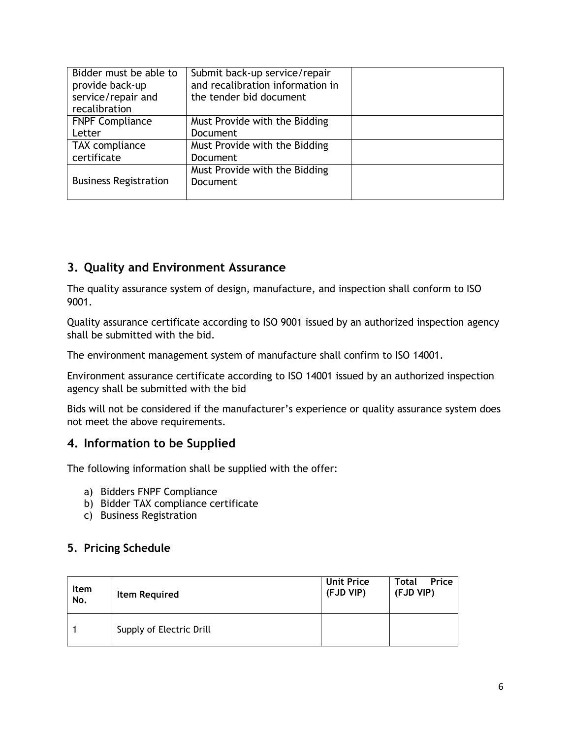| Bidder must be able to provide back-up service/repair and recalibration | Submit back-up service/repair and recalibration information in the tender bid document | |
| --- | --- | --- |
| FNPF Compliance Letter | Must Provide with the Bidding Document | |
| TAX compliance certificate | Must Provide with the Bidding Document | |
| Business Registration | Must Provide with the Bidding Document | |

## 3. Quality and Environment Assurance

The quality assurance system of design, manufacture, and inspection shall conform to ISO 9001.

Quality assurance certificate according to ISO 9001 issued by an authorized inspection agency shall be submitted with the bid.

The environment management system of manufacture shall confirm to ISO 14001.

Environment assurance certificate according to ISO 14001 issued by an authorized inspection agency shall be submitted with the bid

Bids will not be considered if the manufacturer's experience or quality assurance system does not meet the above requirements.

## 4. Information to be Supplied

The following information shall be supplied with the offer:

a) Bidders FNPF Compliance
b) Bidder TAX compliance certificate
c) Business Registration

### 5. Pricing Schedule

| Item No. | Item Required | Unit Price (FJD VIP) | Total Price (FJD VIP) |
| --- | --- | --- | --- |
| 1 | Supply of Electric Drill | | |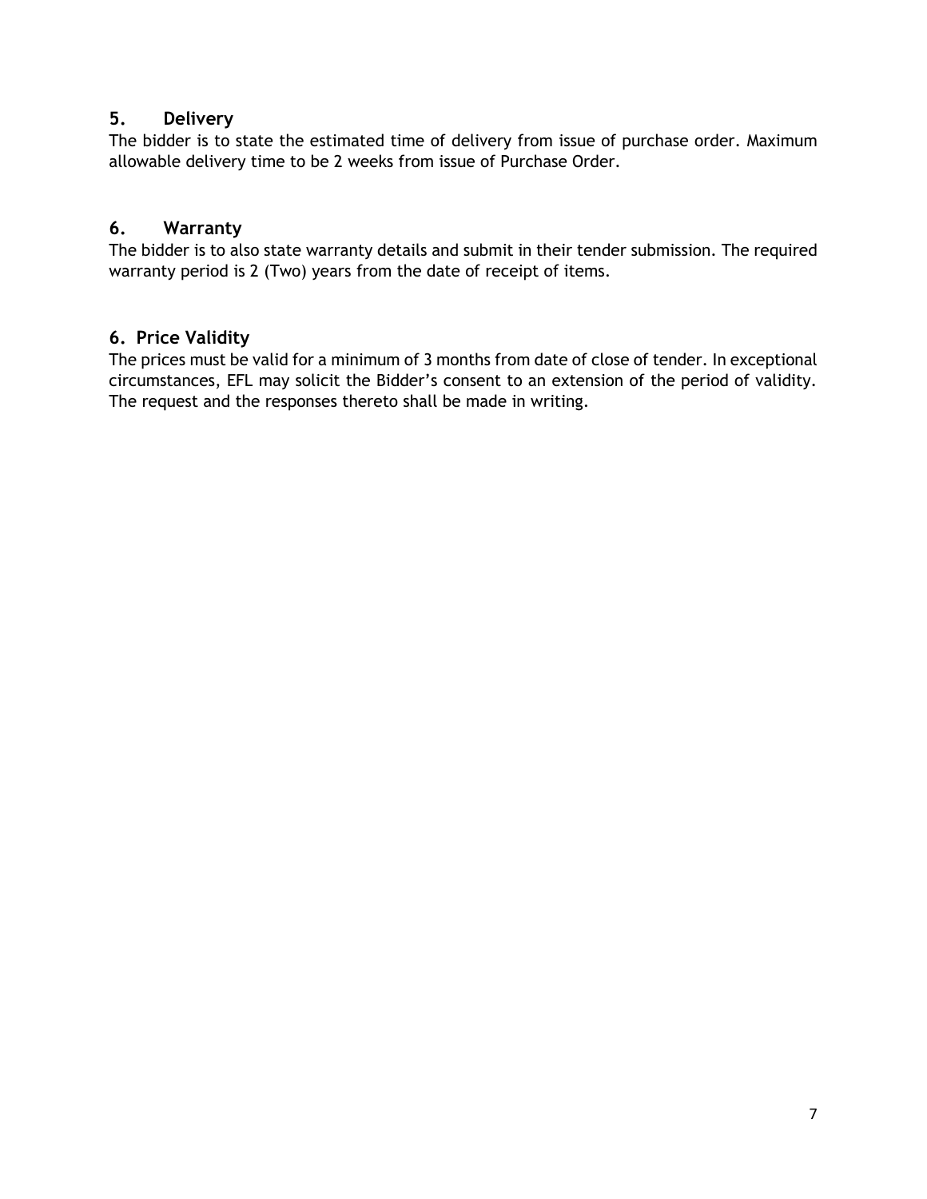## 5. Delivery

The bidder is to state the estimated time of delivery from issue of purchase order. Maximum allowable delivery time to be 2 weeks from issue of Purchase Order.

## 6. Warranty

The bidder is to also state warranty details and submit in their tender submission. The required warranty period is 2 (Two) years from the date of receipt of items.

## 6. Price Validity

The prices must be valid for a minimum of 3 months from date of close of tender. In exceptional circumstances, EFL may solicit the Bidder's consent to an extension of the period of validity. The request and the responses thereto shall be made in writing.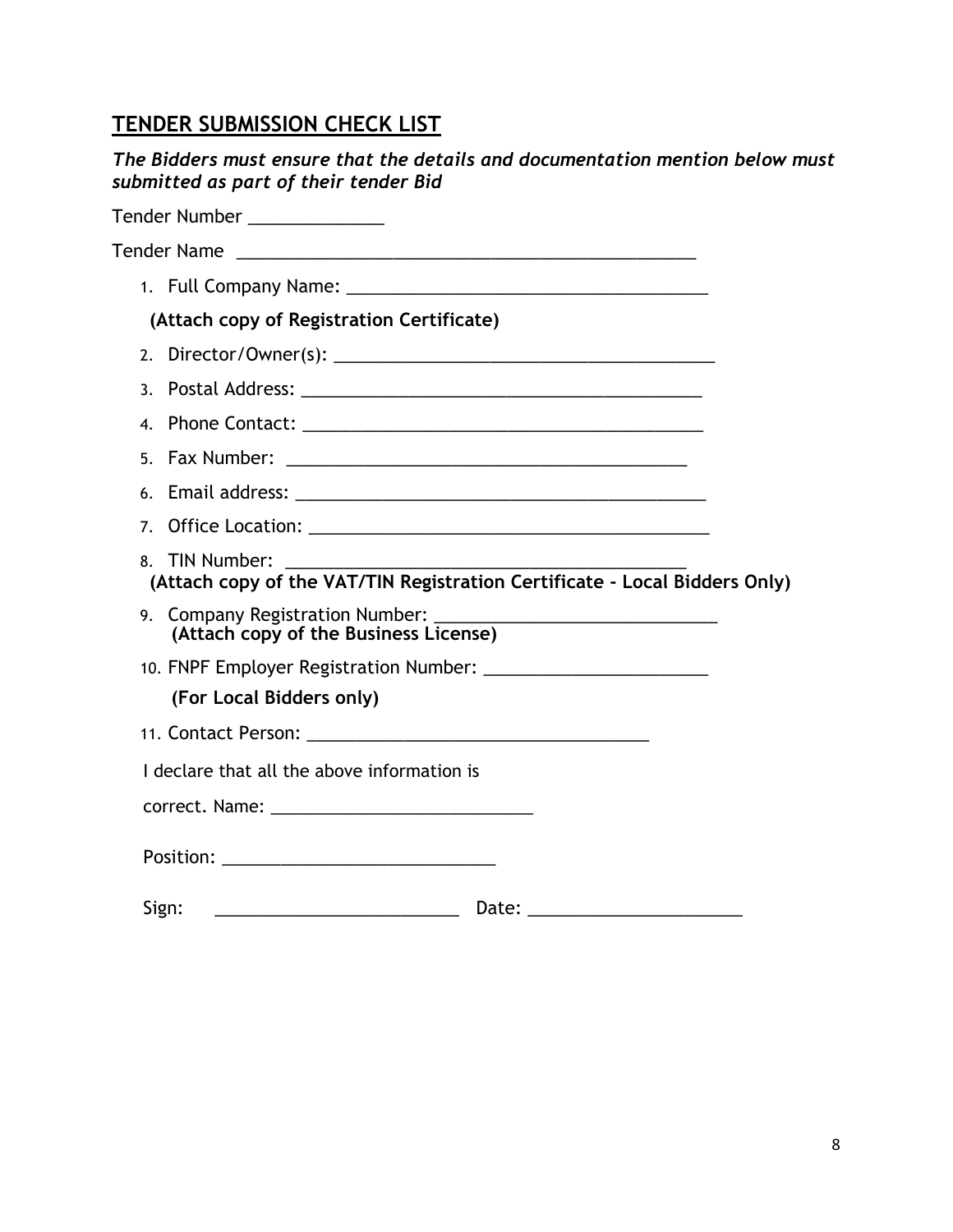## TENDER SUBMISSION CHECK LIST

***The Bidders must ensure that the details and documentation mention below must submitted as part of their tender Bid***

Tender Number ______________

Tender Name ________________________________________________

1. Full Company Name: _____________________________________

   **(Attach copy of Registration Certificate)**

2. Director/Owner(s): ________________________________________
3. Postal Address: __________________________________________
4. Phone Contact: __________________________________________
5. Fax Number: ___________________________________________
6. Email address: __________________________________________
7. Office Location: _________________________________________
8. TIN Number: ___________________________________________

   **(Attach copy of the VAT/TIN Registration Certificate - Local Bidders Only)**

9. Company Registration Number: _____________________________

   **(Attach copy of the Business License)**

10. FNPF Employer Registration Number: ________________________

    **(For Local Bidders only)**

11. Contact Person: ____________________________________

I declare that all the above information is correct. Name: ___________________________

Position: ____________________________

Sign: __________________________ Date: ______________________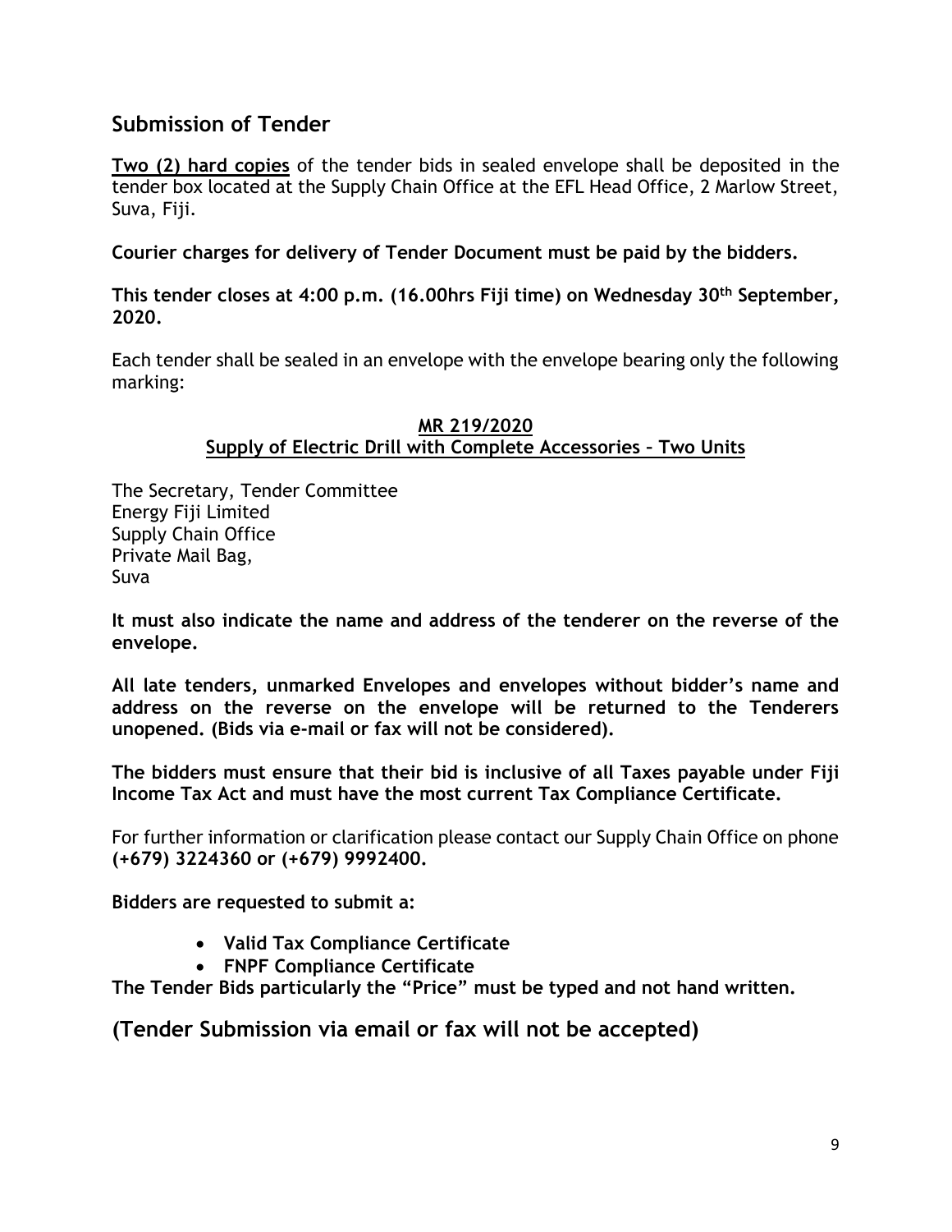## Submission of Tender

**Two (2) hard copies** of the tender bids in sealed envelope shall be deposited in the tender box located at the Supply Chain Office at the EFL Head Office, 2 Marlow Street, Suva, Fiji.

**Courier charges for delivery of Tender Document must be paid by the bidders.**

**This tender closes at 4:00 p.m. (16.00hrs Fiji time) on Wednesday 30th September, 2020.**

Each tender shall be sealed in an envelope with the envelope bearing only the following marking:

**MR 219/2020**
**Supply of Electric Drill with Complete Accessories – Two Units**

The Secretary, Tender Committee
Energy Fiji Limited
Supply Chain Office
Private Mail Bag,
Suva

**It must also indicate the name and address of the tenderer on the reverse of the envelope.**

**All late tenders, unmarked Envelopes and envelopes without bidder's name and address on the reverse on the envelope will be returned to the Tenderers unopened. (Bids via e-mail or fax will not be considered).**

**The bidders must ensure that their bid is inclusive of all Taxes payable under Fiji Income Tax Act and must have the most current Tax Compliance Certificate.**

For further information or clarification please contact our Supply Chain Office on phone **(+679) 3224360 or (+679) 9992400.**

**Bidders are requested to submit a:**

- **Valid Tax Compliance Certificate**
- **FNPF Compliance Certificate**

**The Tender Bids particularly the "Price" must be typed and not hand written.**

## (Tender Submission via email or fax will not be accepted)